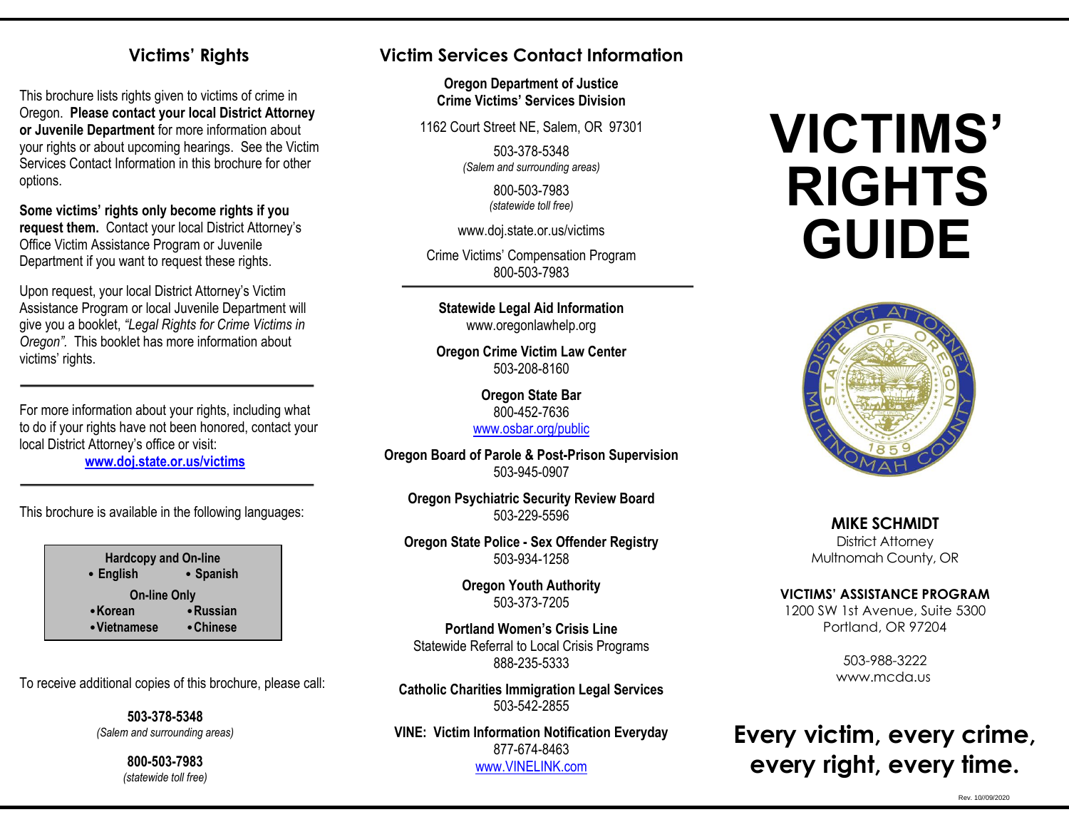## Victims' Rights

This brochure lists rights given to victims of crime in Oregon. **Please contact your local District Attorney or Juvenile Department** for more information about your rights or about upcoming hearings. See the Victim Services Contact Information in this brochure for other options.

**Some victims' rights only become rights if you request them.** Contact your local District Attorney's Office Victim Assistance Program or Juvenile Department if you want to request these rights.

Upon request, your local District Attorney's Victim Assistance Program or local Juvenile Department will give you a booklet, *"Legal Rights for Crime Victims in Oregon"*. This booklet has more information about victims' rights.

---

For more information about your rights, including what to do if your rights have not been honored, contact your local District Attorney's office or visit:

**www.doj.state.or.us/victims**

---

This brochure is available in the following languages:

| Hardcopy and On-line | |
|---|---|
| • English | • Spanish |
| **On-line Only** | |
| • Korean | • Russian |
| • Vietnamese | • Chinese |

To receive additional copies of this brochure, please call:

**503-378-5348**
*(Salem and surrounding areas)*

**800-503-7983**
*(statewide toll free)*

## Victim Services Contact Information

**Oregon Department of Justice**
**Crime Victims' Services Division**

1162 Court Street NE, Salem, OR 97301

503-378-5348
*(Salem and surrounding areas)*

800-503-7983
*(statewide toll free)*

www.doj.state.or.us/victims

Crime Victims' Compensation Program
800-503-7983

---

**Statewide Legal Aid Information**
www.oregonlawhelp.org

**Oregon Crime Victim Law Center**
503-208-8160

**Oregon State Bar**
800-452-7636
www.osbar.org/public

**Oregon Board of Parole & Post-Prison Supervision**
503-945-0907

**Oregon Psychiatric Security Review Board**
503-229-5596

**Oregon State Police - Sex Offender Registry**
503-934-1258

**Oregon Youth Authority**
503-373-7205

**Portland Women's Crisis Line**
Statewide Referral to Local Crisis Programs
888-235-5333

**Catholic Charities Immigration Legal Services**
503-542-2855

**VINE: Victim Information Notification Everyday**
877-674-8463
www.VINELINK.com

# VICTIMS' RIGHTS GUIDE

DISTRICT ATTORNEY OF OREGON — STATE OF OREGON 1859 — MULTNOMAH COUNTY

**MIKE SCHMIDT**
District Attorney
Multnomah County, OR

**VICTIMS' ASSISTANCE PROGRAM**
1200 SW 1st Avenue, Suite 5300
Portland, OR 97204

503-988-3222
www.mcda.us

**Every victim, every crime, every right, every time.**

Rev. 10/09/2020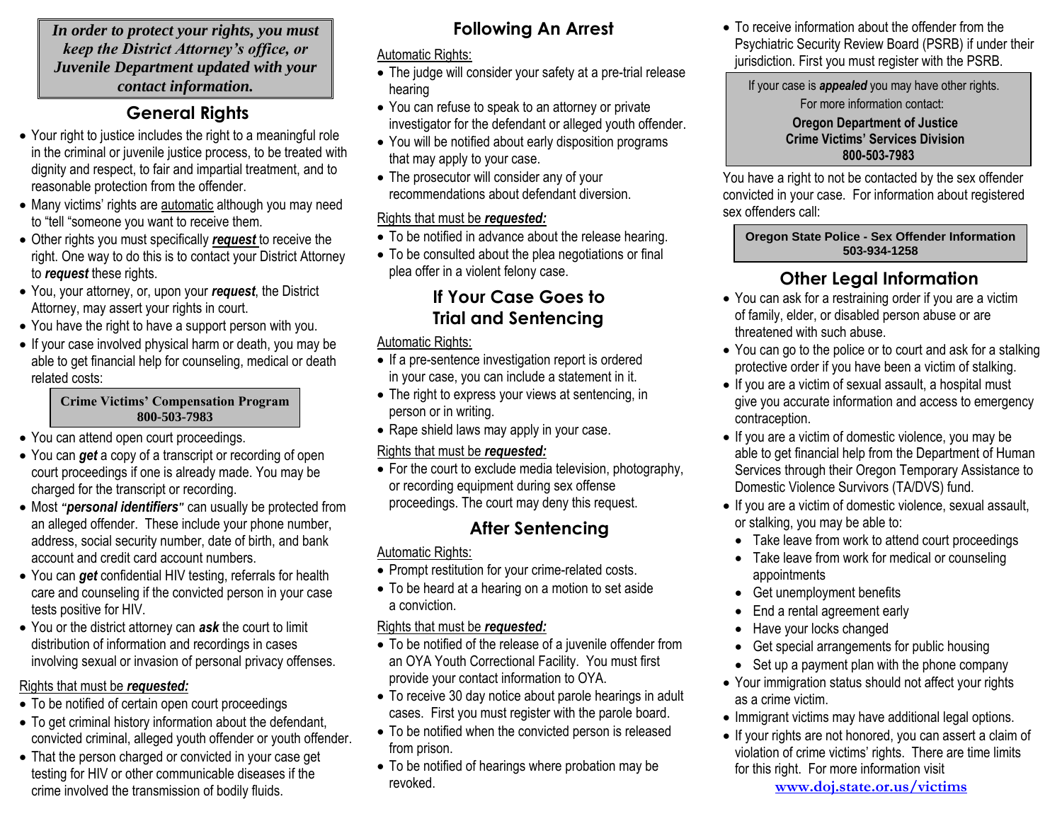**_In order to protect your rights, you must keep the District Attorney's office, or Juvenile Department updated with your contact information._**

## General Rights

- Your right to justice includes the right to a meaningful role in the criminal or juvenile justice process, to be treated with dignity and respect, to fair and impartial treatment, and to reasonable protection from the offender.
- Many victims' rights are automatic although you may need to "tell "someone you want to receive them.
- Other rights you must specifically ***request*** to receive the right. One way to do this is to contact your District Attorney to ***request*** these rights.
- You, your attorney, or, upon your ***request***, the District Attorney, may assert your rights in court.
- You have the right to have a support person with you.
- If your case involved physical harm or death, you may be able to get financial help for counseling, medical or death related costs:

**Crime Victims' Compensation Program**
**800-503-7983**

- You can attend open court proceedings.
- You can ***get*** a copy of a transcript or recording of open court proceedings if one is already made. You may be charged for the transcript or recording.
- Most ***"personal identifiers"*** can usually be protected from an alleged offender. These include your phone number, address, social security number, date of birth, and bank account and credit card account numbers.
- You can ***get*** confidential HIV testing, referrals for health care and counseling if the convicted person in your case tests positive for HIV.
- You or the district attorney can ***ask*** the court to limit distribution of information and recordings in cases involving sexual or invasion of personal privacy offenses.

Rights that must be ***requested:***

- To be notified of certain open court proceedings
- To get criminal history information about the defendant, convicted criminal, alleged youth offender or youth offender.
- That the person charged or convicted in your case get testing for HIV or other communicable diseases if the crime involved the transmission of bodily fluids.

## Following An Arrest

Automatic Rights:

- The judge will consider your safety at a pre-trial release hearing
- You can refuse to speak to an attorney or private investigator for the defendant or alleged youth offender.
- You will be notified about early disposition programs that may apply to your case.
- The prosecutor will consider any of your recommendations about defendant diversion.

Rights that must be ***requested:***

- To be notified in advance about the release hearing.
- To be consulted about the plea negotiations or final plea offer in a violent felony case.

## If Your Case Goes to Trial and Sentencing

Automatic Rights:

- If a pre-sentence investigation report is ordered in your case, you can include a statement in it.
- The right to express your views at sentencing, in person or in writing.
- Rape shield laws may apply in your case.

Rights that must be ***requested:***

- For the court to exclude media television, photography, or recording equipment during sex offense proceedings. The court may deny this request.

## After Sentencing

Automatic Rights:

- Prompt restitution for your crime-related costs.
- To be heard at a hearing on a motion to set aside a conviction.

Rights that must be ***requested:***

- To be notified of the release of a juvenile offender from an OYA Youth Correctional Facility. You must first provide your contact information to OYA.
- To receive 30 day notice about parole hearings in adult cases. First you must register with the parole board.
- To be notified when the convicted person is released from prison.
- To be notified of hearings where probation may be revoked.
- To receive information about the offender from the Psychiatric Security Review Board (PSRB) if under their jurisdiction. First you must register with the PSRB.

If your case is ***appealed*** you may have other rights.
For more information contact:
**Oregon Department of Justice**
**Crime Victims' Services Division**
**800-503-7983**

You have a right to not be contacted by the sex offender convicted in your case. For information about registered sex offenders call:

**Oregon State Police - Sex Offender Information**
**503-934-1258**

## Other Legal Information

- You can ask for a restraining order if you are a victim of family, elder, or disabled person abuse or are threatened with such abuse.
- You can go to the police or to court and ask for a stalking protective order if you have been a victim of stalking.
- If you are a victim of sexual assault, a hospital must give you accurate information and access to emergency contraception.
- If you are a victim of domestic violence, you may be able to get financial help from the Department of Human Services through their Oregon Temporary Assistance to Domestic Violence Survivors (TA/DVS) fund.
- If you are a victim of domestic violence, sexual assault, or stalking, you may be able to:
  - Take leave from work to attend court proceedings
  - Take leave from work for medical or counseling appointments
  - Get unemployment benefits
  - End a rental agreement early
  - Have your locks changed
  - Get special arrangements for public housing
  - Set up a payment plan with the phone company
- Your immigration status should not affect your rights as a crime victim.
- Immigrant victims may have additional legal options.
- If your rights are not honored, you can assert a claim of violation of crime victims' rights. There are time limits for this right. For more information visit

**www.doj.state.or.us/victims**